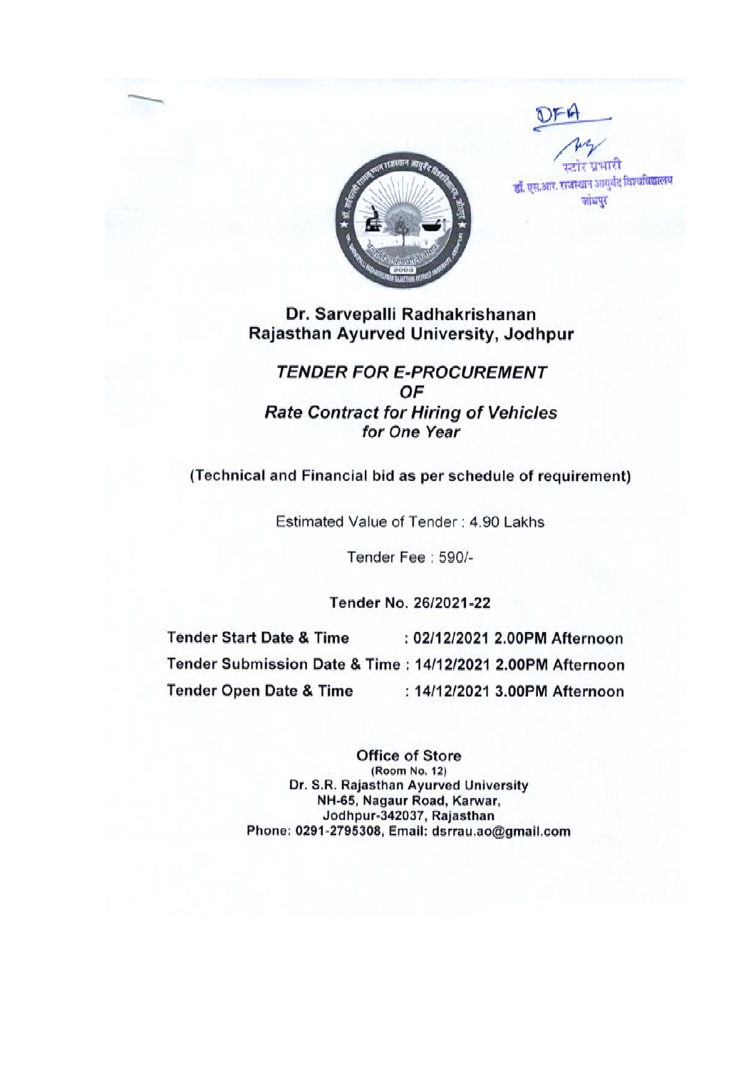DFA

स्टोर प्रभारी
डॉ. एस.आर. राजस्थान आयुर्वेद विश्वविद्यालय
जोधपुर

# Dr. Sarvepalli Radhakrishanan Rajasthan Ayurved University, Jodhpur

## *TENDER FOR E-PROCUREMENT OF Rate Contract for Hiring of Vehicles for One Year*

**(Technical and Financial bid as per schedule of requirement)**

Estimated Value of Tender : 4.90 Lakhs

Tender Fee : 590/-

**Tender No. 26/2021-22**

| | |
|---|---|
| **Tender Start Date & Time** | **: 02/12/2021 2.00PM Afternoon** |
| **Tender Submission Date & Time** | **: 14/12/2021 2.00PM Afternoon** |
| **Tender Open Date & Time** | **: 14/12/2021 3.00PM Afternoon** |

**Office of Store**
**(Room No. 12)**
**Dr. S.R. Rajasthan Ayurved University**
**NH-65, Nagaur Road, Karwar,**
**Jodhpur-342037, Rajasthan**
**Phone: 0291-2795308, Email: dsrrau.ao@gmail.com**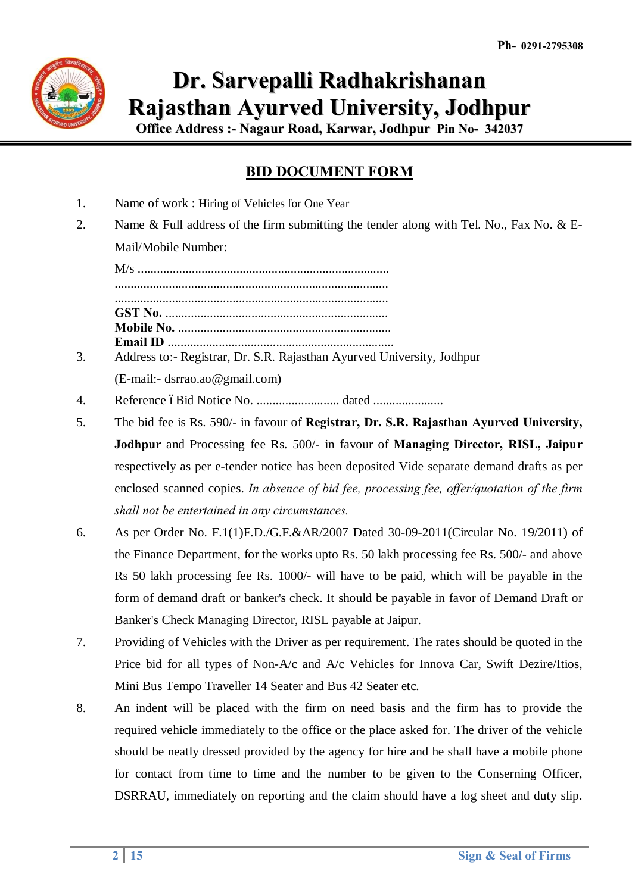Ph- 0291-2795308

# Dr. Sarvepalli Radhakrishanan Rajasthan Ayurved University, Jodhpur

**Office Address :- Nagaur Road, Karwar, Jodhpur Pin No- 342037**

## BID DOCUMENT FORM

1. Name of work : Hiring of Vehicles for One Year
2. Name & Full address of the firm submitting the tender along with Tel. No., Fax No. & E-Mail/Mobile Number:

   M/s ..............................................................................
   .....................................................................................
   .....................................................................................
   **GST No.** ......................................................................
   **Mobile No.** ..................................................................
   **Email ID** ......................................................................
3. Address to:- Registrar, Dr. S.R. Rajasthan Ayurved University, Jodhpur
   (E-mail:- dsrrao.ao@gmail.com)
4. Reference ó Bid Notice No. .......................... dated ......................
5. The bid fee is Rs. 590/- in favour of **Registrar, Dr. S.R. Rajasthan Ayurved University, Jodhpur** and Processing fee Rs. 500/- in favour of **Managing Director, RISL, Jaipur** respectively as per e-tender notice has been deposited Vide separate demand drafts as per enclosed scanned copies. *In absence of bid fee, processing fee, offer/quotation of the firm shall not be entertained in any circumstances.*
6. As per Order No. F.1(1)F.D./G.F.&AR/2007 Dated 30-09-2011(Circular No. 19/2011) of the Finance Department, for the works upto Rs. 50 lakh processing fee Rs. 500/- and above Rs 50 lakh processing fee Rs. 1000/- will have to be paid, which will be payable in the form of demand draft or banker's check. It should be payable in favor of Demand Draft or Banker's Check Managing Director, RISL payable at Jaipur.
7. Providing of Vehicles with the Driver as per requirement. The rates should be quoted in the Price bid for all types of Non-A/c and A/c Vehicles for Innova Car, Swift Dezire/Itios, Mini Bus Tempo Traveller 14 Seater and Bus 42 Seater etc.
8. An indent will be placed with the firm on need basis and the firm has to provide the required vehicle immediately to the office or the place asked for. The driver of the vehicle should be neatly dressed provided by the agency for hire and he shall have a mobile phone for contact from time to time and the number to be given to the Conserning Officer, DSRRAU, immediately on reporting and the claim should have a log sheet and duty slip.

Sign & Seal of Firms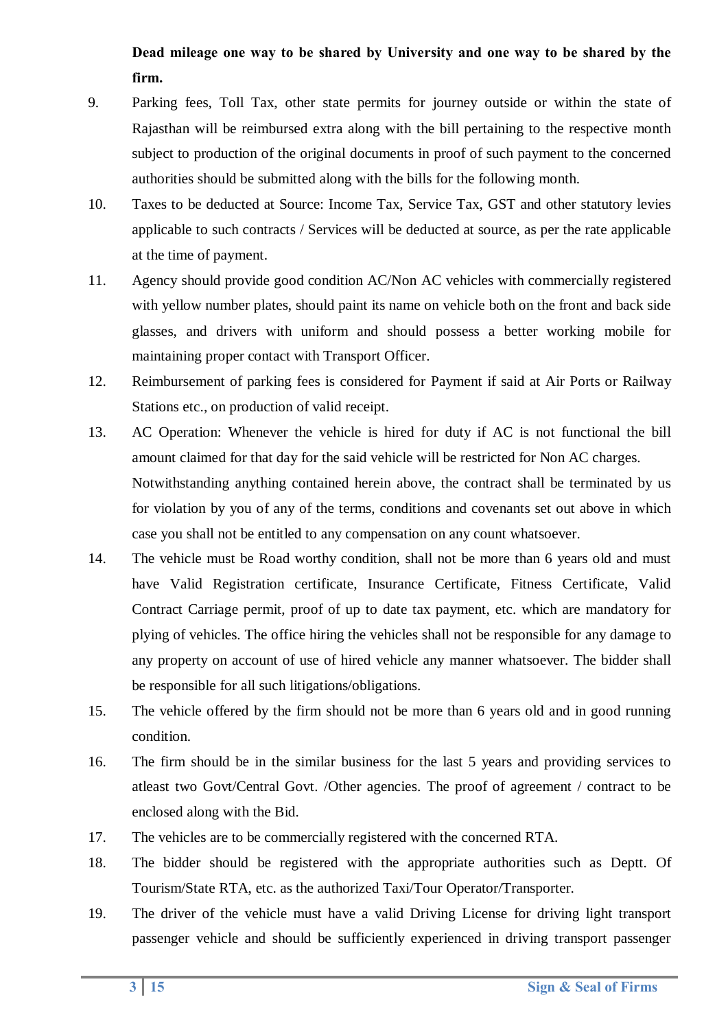**Dead mileage one way to be shared by University and one way to be shared by the firm.**

9. Parking fees, Toll Tax, other state permits for journey outside or within the state of Rajasthan will be reimbursed extra along with the bill pertaining to the respective month subject to production of the original documents in proof of such payment to the concerned authorities should be submitted along with the bills for the following month.

10. Taxes to be deducted at Source: Income Tax, Service Tax, GST and other statutory levies applicable to such contracts / Services will be deducted at source, as per the rate applicable at the time of payment.

11. Agency should provide good condition AC/Non AC vehicles with commercially registered with yellow number plates, should paint its name on vehicle both on the front and back side glasses, and drivers with uniform and should possess a better working mobile for maintaining proper contact with Transport Officer.

12. Reimbursement of parking fees is considered for Payment if said at Air Ports or Railway Stations etc., on production of valid receipt.

13. AC Operation: Whenever the vehicle is hired for duty if AC is not functional the bill amount claimed for that day for the said vehicle will be restricted for Non AC charges.
    Notwithstanding anything contained herein above, the contract shall be terminated by us for violation by you of any of the terms, conditions and covenants set out above in which case you shall not be entitled to any compensation on any count whatsoever.

14. The vehicle must be Road worthy condition, shall not be more than 6 years old and must have Valid Registration certificate, Insurance Certificate, Fitness Certificate, Valid Contract Carriage permit, proof of up to date tax payment, etc. which are mandatory for plying of vehicles. The office hiring the vehicles shall not be responsible for any damage to any property on account of use of hired vehicle any manner whatsoever. The bidder shall be responsible for all such litigations/obligations.

15. The vehicle offered by the firm should not be more than 6 years old and in good running condition.

16. The firm should be in the similar business for the last 5 years and providing services to atleast two Govt/Central Govt. /Other agencies. The proof of agreement / contract to be enclosed along with the Bid.

17. The vehicles are to be commercially registered with the concerned RTA.

18. The bidder should be registered with the appropriate authorities such as Deptt. Of Tourism/State RTA, etc. as the authorized Taxi/Tour Operator/Transporter.

19. The driver of the vehicle must have a valid Driving License for driving light transport passenger vehicle and should be sufficiently experienced in driving transport passenger

Sign & Seal of Firms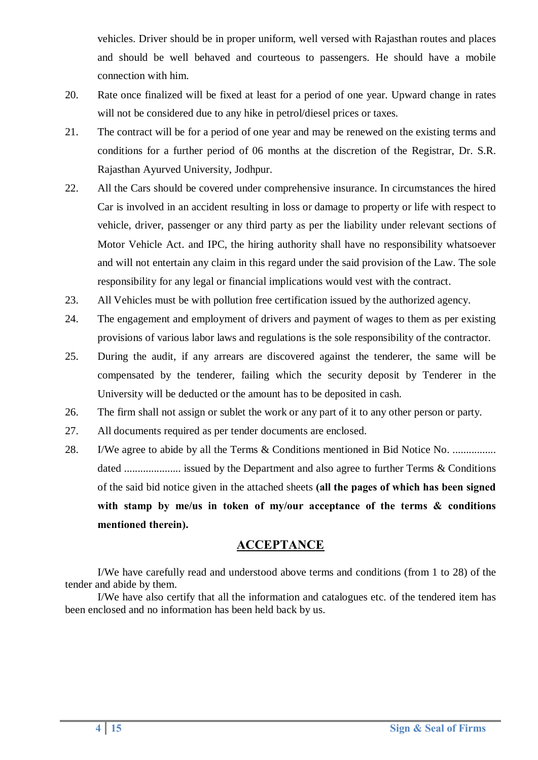vehicles. Driver should be in proper uniform, well versed with Rajasthan routes and places and should be well behaved and courteous to passengers. He should have a mobile connection with him.

20. Rate once finalized will be fixed at least for a period of one year. Upward change in rates will not be considered due to any hike in petrol/diesel prices or taxes.
21. The contract will be for a period of one year and may be renewed on the existing terms and conditions for a further period of 06 months at the discretion of the Registrar, Dr. S.R. Rajasthan Ayurved University, Jodhpur.
22. All the Cars should be covered under comprehensive insurance. In circumstances the hired Car is involved in an accident resulting in loss or damage to property or life with respect to vehicle, driver, passenger or any third party as per the liability under relevant sections of Motor Vehicle Act. and IPC, the hiring authority shall have no responsibility whatsoever and will not entertain any claim in this regard under the said provision of the Law. The sole responsibility for any legal or financial implications would vest with the contract.
23. All Vehicles must be with pollution free certification issued by the authorized agency.
24. The engagement and employment of drivers and payment of wages to them as per existing provisions of various labor laws and regulations is the sole responsibility of the contractor.
25. During the audit, if any arrears are discovered against the tenderer, the same will be compensated by the tenderer, failing which the security deposit by Tenderer in the University will be deducted or the amount has to be deposited in cash.
26. The firm shall not assign or sublet the work or any part of it to any other person or party.
27. All documents required as per tender documents are enclosed.
28. I/We agree to abide by all the Terms & Conditions mentioned in Bid Notice No. ................ dated .................... issued by the Department and also agree to further Terms & Conditions of the said bid notice given in the attached sheets **(all the pages of which has been signed with stamp by me/us in token of my/our acceptance of the terms & conditions mentioned therein).**

## ACCEPTANCE

I/We have carefully read and understood above terms and conditions (from 1 to 28) of the tender and abide by them.

I/We have also certify that all the information and catalogues etc. of the tendered item has been enclosed and no information has been held back by us.

**Sign & Seal of Firms**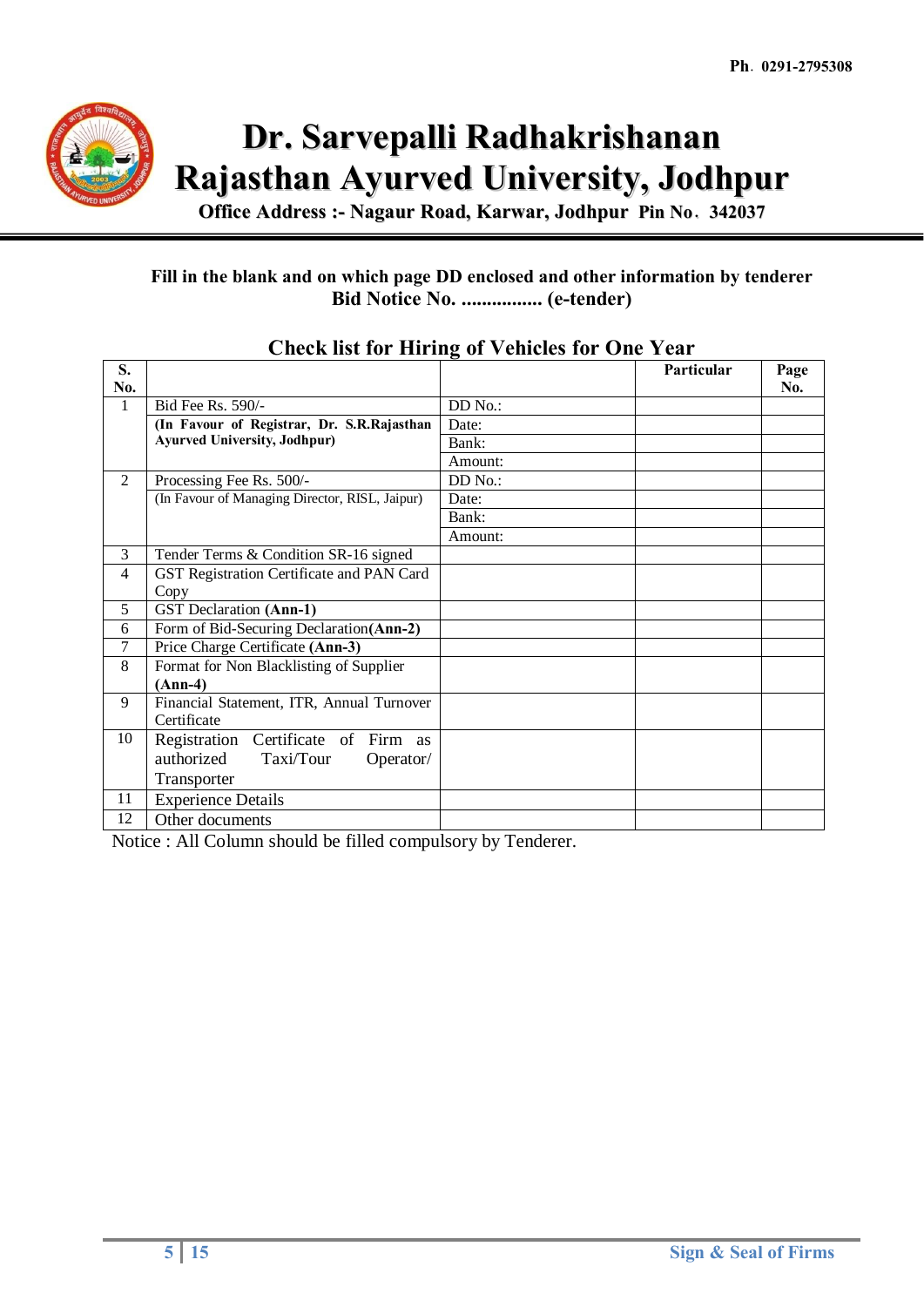Ph. 0291-2795308

# Dr. Sarvepalli Radhakrishanan Rajasthan Ayurved University, Jodhpur

**Office Address :- Nagaur Road, Karwar, Jodhpur Pin No. 342037**

**Fill in the blank and on which page DD enclosed and other information by tenderer**
**Bid Notice No. ................ (e-tender)**

## Check list for Hiring of Vehicles for One Year

| S. No. | | | Particular | Page No. |
|---|---|---|---|---|
| 1 | Bid Fee Rs. 590/- | DD No.: | | |
| | **(In Favour of Registrar, Dr. S.R.Rajasthan Ayurved University, Jodhpur)** | Date: | | |
| | | Bank: | | |
| | | Amount: | | |
| 2 | Processing Fee Rs. 500/- | DD No.: | | |
| | (In Favour of Managing Director, RISL, Jaipur) | Date: | | |
| | | Bank: | | |
| | | Amount: | | |
| 3 | Tender Terms & Condition SR-16 signed | | | |
| 4 | GST Registration Certificate and PAN Card Copy | | | |
| 5 | GST Declaration **(Ann-1)** | | | |
| 6 | Form of Bid-Securing Declaration**(Ann-2)** | | | |
| 7 | Price Charge Certificate **(Ann-3)** | | | |
| 8 | Format for Non Blacklisting of Supplier **(Ann-4)** | | | |
| 9 | Financial Statement, ITR, Annual Turnover Certificate | | | |
| 10 | Registration Certificate of Firm as authorized Taxi/Tour Operator/ Transporter | | | |
| 11 | Experience Details | | | |
| 12 | Other documents | | | |

Notice : All Column should be filled compulsory by Tenderer.

Sign & Seal of Firms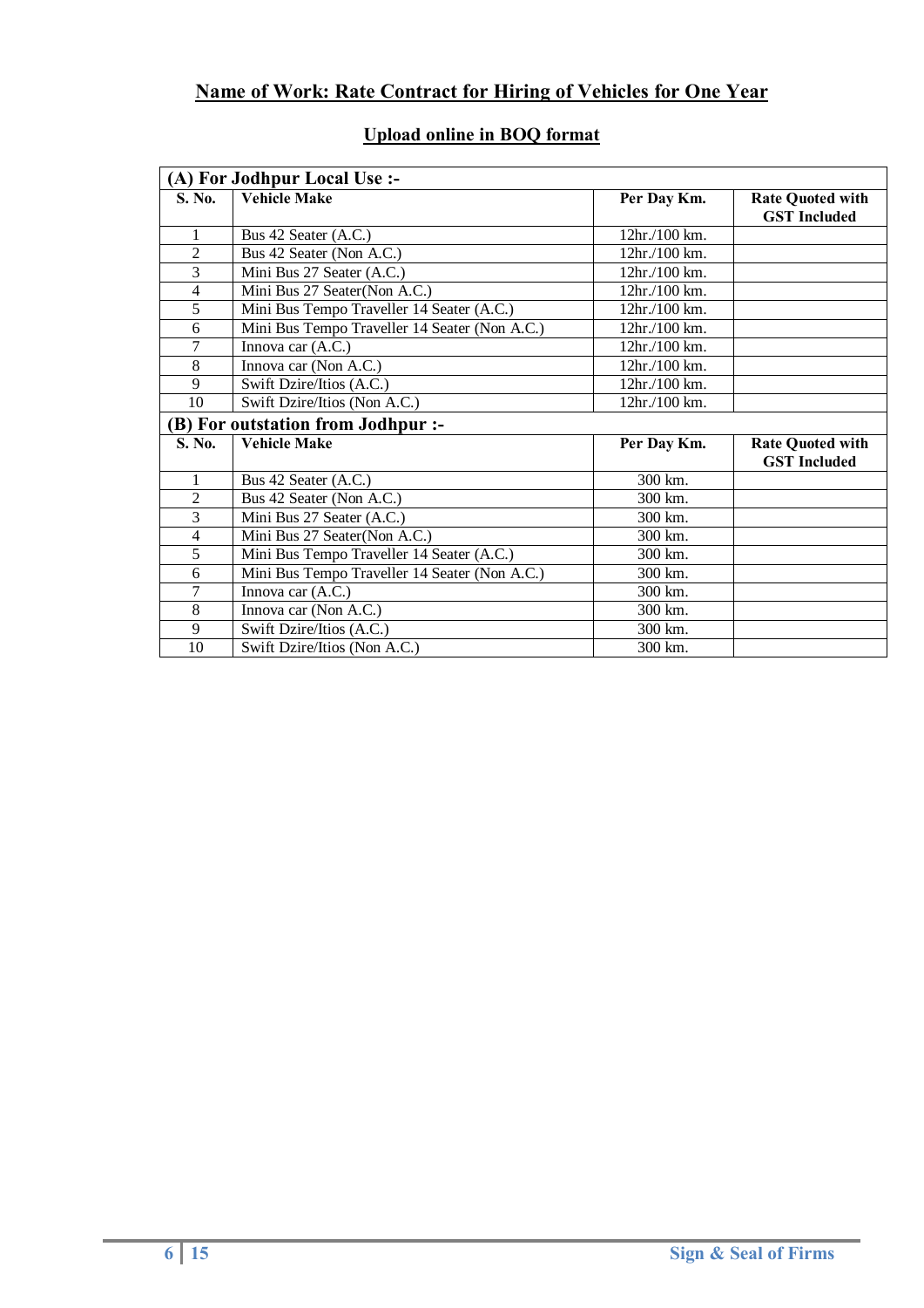## Name of Work: Rate Contract for Hiring of Vehicles for One Year

### Upload online in BOQ format

| (A) For Jodhpur Local Use :- | | | |
|---|---|---|---|
| **S. No.** | **Vehicle Make** | **Per Day Km.** | **Rate Quoted with GST Included** |
| 1 | Bus 42 Seater (A.C.) | 12hr./100 km. | |
| 2 | Bus 42 Seater (Non A.C.) | 12hr./100 km. | |
| 3 | Mini Bus 27 Seater (A.C.) | 12hr./100 km. | |
| 4 | Mini Bus 27 Seater(Non A.C.) | 12hr./100 km. | |
| 5 | Mini Bus Tempo Traveller 14 Seater (A.C.) | 12hr./100 km. | |
| 6 | Mini Bus Tempo Traveller 14 Seater (Non A.C.) | 12hr./100 km. | |
| 7 | Innova car (A.C.) | 12hr./100 km. | |
| 8 | Innova car (Non A.C.) | 12hr./100 km. | |
| 9 | Swift Dzire/Itios (A.C.) | 12hr./100 km. | |
| 10 | Swift Dzire/Itios (Non A.C.) | 12hr./100 km. | |
| **(B) For outstation from Jodhpur :-** | | | |
| **S. No.** | **Vehicle Make** | **Per Day Km.** | **Rate Quoted with GST Included** |
| 1 | Bus 42 Seater (A.C.) | 300 km. | |
| 2 | Bus 42 Seater (Non A.C.) | 300 km. | |
| 3 | Mini Bus 27 Seater (A.C.) | 300 km. | |
| 4 | Mini Bus 27 Seater(Non A.C.) | 300 km. | |
| 5 | Mini Bus Tempo Traveller 14 Seater (A.C.) | 300 km. | |
| 6 | Mini Bus Tempo Traveller 14 Seater (Non A.C.) | 300 km. | |
| 7 | Innova car (A.C.) | 300 km. | |
| 8 | Innova car (Non A.C.) | 300 km. | |
| 9 | Swift Dzire/Itios (A.C.) | 300 km. | |
| 10 | Swift Dzire/Itios (Non A.C.) | 300 km. | |

**Sign & Seal of Firms**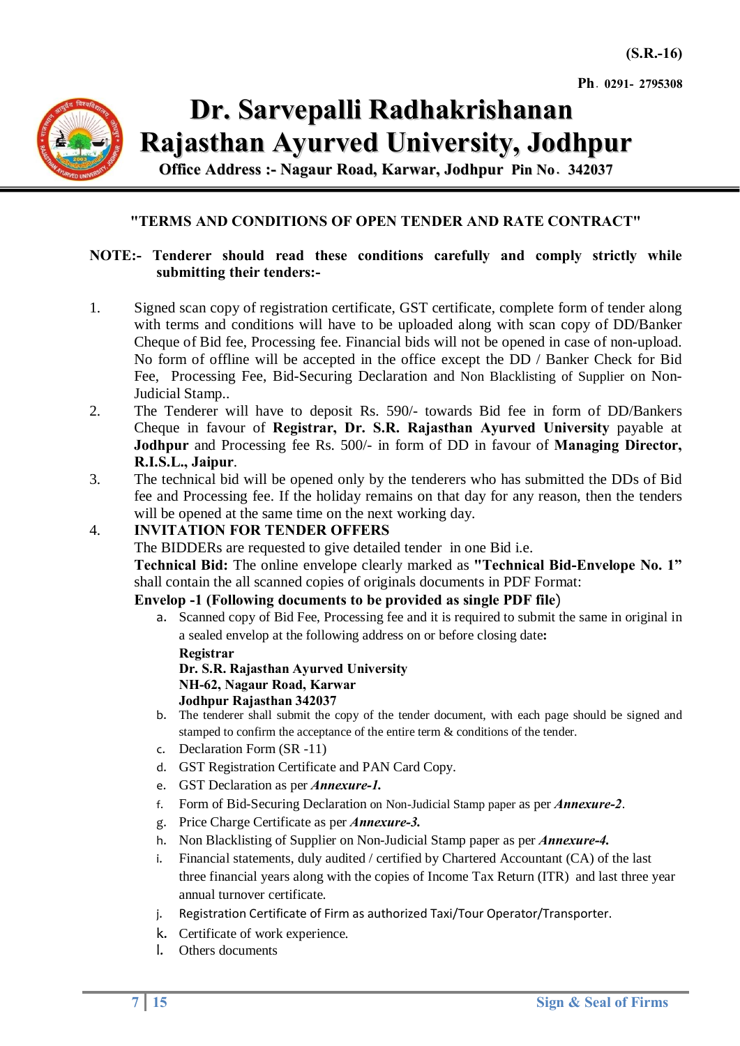(S.R.-16)

Ph. 0291- 2795308

# Dr. Sarvepalli Radhakrishanan Rajasthan Ayurved University, Jodhpur

**Office Address :- Nagaur Road, Karwar, Jodhpur Pin No. 342037**

## "TERMS AND CONDITIONS OF OPEN TENDER AND RATE CONTRACT"

**NOTE:- Tenderer should read these conditions carefully and comply strictly while submitting their tenders:-**

1. Signed scan copy of registration certificate, GST certificate, complete form of tender along with terms and conditions will have to be uploaded along with scan copy of DD/Banker Cheque of Bid fee, Processing fee. Financial bids will not be opened in case of non-upload. No form of offline will be accepted in the office except the DD / Banker Check for Bid Fee, Processing Fee, Bid-Securing Declaration and Non Blacklisting of Supplier on Non-Judicial Stamp..
2. The Tenderer will have to deposit Rs. 590/- towards Bid fee in form of DD/Bankers Cheque in favour of **Registrar, Dr. S.R. Rajasthan Ayurved University** payable at **Jodhpur** and Processing fee Rs. 500/- in form of DD in favour of **Managing Director, R.I.S.L., Jaipur**.
3. The technical bid will be opened only by the tenderers who has submitted the DDs of Bid fee and Processing fee. If the holiday remains on that day for any reason, then the tenders will be opened at the same time on the next working day.
4. **INVITATION FOR TENDER OFFERS**

   The BIDDERs are requested to give detailed tender in one Bid i.e.

   **Technical Bid:** The online envelope clearly marked as **"Technical Bid-Envelope No. 1"** shall contain the all scanned copies of originals documents in PDF Format:

   **Envelop -1 (Following documents to be provided as single PDF file)**

   a. Scanned copy of Bid Fee, Processing fee and it is required to submit the same in original in a sealed envelope at the following address on or before closing date:

      **Registrar**
      **Dr. S.R. Rajasthan Ayurved University**
      **NH-62, Nagaur Road, Karwar**
      **Jodhpur Rajasthan 342037**

   b. The tenderer shall submit the copy of the tender document, with each page should be signed and stamped to confirm the acceptance of the entire term & conditions of the tender.
   c. Declaration Form (SR -11)
   d. GST Registration Certificate and PAN Card Copy.
   e. GST Declaration as per ***Annexure-1.***
   f. Form of Bid-Securing Declaration on Non-Judicial Stamp paper as per ***Annexure-2***.
   g. Price Charge Certificate as per ***Annexure-3.***
   h. Non Blacklisting of Supplier on Non-Judicial Stamp paper as per ***Annexure-4.***
   i. Financial statements, duly audited / certified by Chartered Accountant (CA) of the last three financial years along with the copies of Income Tax Return (ITR) and last three year annual turnover certificate.
   j. Registration Certificate of Firm as authorized Taxi/Tour Operator/Transporter.
   k. Certificate of work experience.
   l. Others documents

Sign & Seal of Firms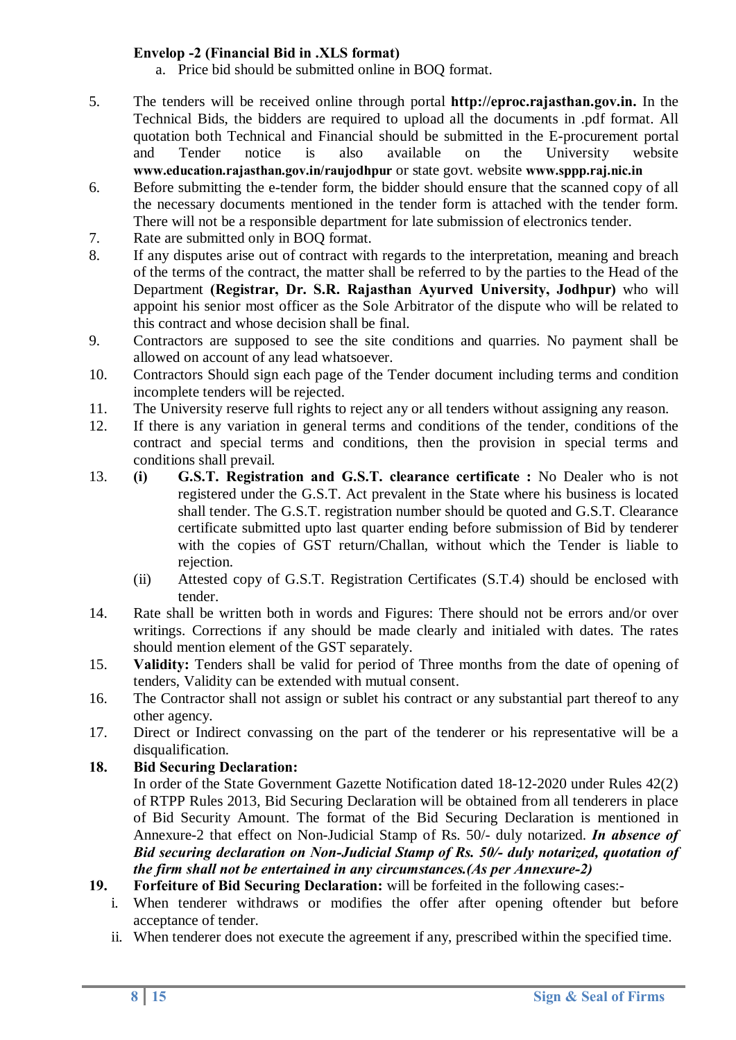**Envelop -2 (Financial Bid in .XLS format)**

a. Price bid should be submitted online in BOQ format.

5. The tenders will be received online through portal **http://eproc.rajasthan.gov.in.** In the Technical Bids, the bidders are required to upload all the documents in .pdf format. All quotation both Technical and Financial should be submitted in the E-procurement portal and Tender notice is also available on the University website **www.education.rajasthan.gov.in/raujodhpur** or state govt. website **www.sppp.raj.nic.in**
6. Before submitting the e-tender form, the bidder should ensure that the scanned copy of all the necessary documents mentioned in the tender form is attached with the tender form. There will not be a responsible department for late submission of electronics tender.
7. Rate are submitted only in BOQ format.
8. If any disputes arise out of contract with regards to the interpretation, meaning and breach of the terms of the contract, the matter shall be referred to by the parties to the Head of the Department **(Registrar, Dr. S.R. Rajasthan Ayurved University, Jodhpur)** who will appoint his senior most officer as the Sole Arbitrator of the dispute who will be related to this contract and whose decision shall be final.
9. Contractors are supposed to see the site conditions and quarries. No payment shall be allowed on account of any lead whatsoever.
10. Contractors Should sign each page of the Tender document including terms and condition incomplete tenders will be rejected.
11. The University reserve full rights to reject any or all tenders without assigning any reason.
12. If there is any variation in general terms and conditions of the tender, conditions of the contract and special terms and conditions, then the provision in special terms and conditions shall prevail.
13. **(i) G.S.T. Registration and G.S.T. clearance certificate :** No Dealer who is not registered under the G.S.T. Act prevalent in the State where his business is located shall tender. The G.S.T. registration number should be quoted and G.S.T. Clearance certificate submitted upto last quarter ending before submission of Bid by tenderer with the copies of GST return/Challan, without which the Tender is liable to rejection.

    (ii) Attested copy of G.S.T. Registration Certificates (S.T.4) should be enclosed with tender.
14. Rate shall be written both in words and Figures: There should not be errors and/or over writings. Corrections if any should be made clearly and initialed with dates. The rates should mention element of the GST separately.
15. **Validity:** Tenders shall be valid for period of Three months from the date of opening of tenders, Validity can be extended with mutual consent.
16. The Contractor shall not assign or sublet his contract or any substantial part thereof to any other agency.
17. Direct or Indirect convassing on the part of the tenderer or his representative will be a disqualification.
18. **Bid Securing Declaration:**

    In order of the State Government Gazette Notification dated 18-12-2020 under Rules 42(2) of RTPP Rules 2013, Bid Securing Declaration will be obtained from all tenderers in place of Bid Security Amount. The format of the Bid Securing Declaration is mentioned in Annexure-2 that effect on Non-Judicial Stamp of Rs. 50/- duly notarized. ***In absence of Bid securing declaration on Non-Judicial Stamp of Rs. 50/- duly notarized, quotation of the firm shall not be entertained in any circumstances.(As per Annexure-2)***
19. **Forfeiture of Bid Securing Declaration:** will be forfeited in the following cases:-

    i. When tenderer withdraws or modifies the offer after opening oftender but before acceptance of tender.

    ii. When tenderer does not execute the agreement if any, prescribed within the specified time.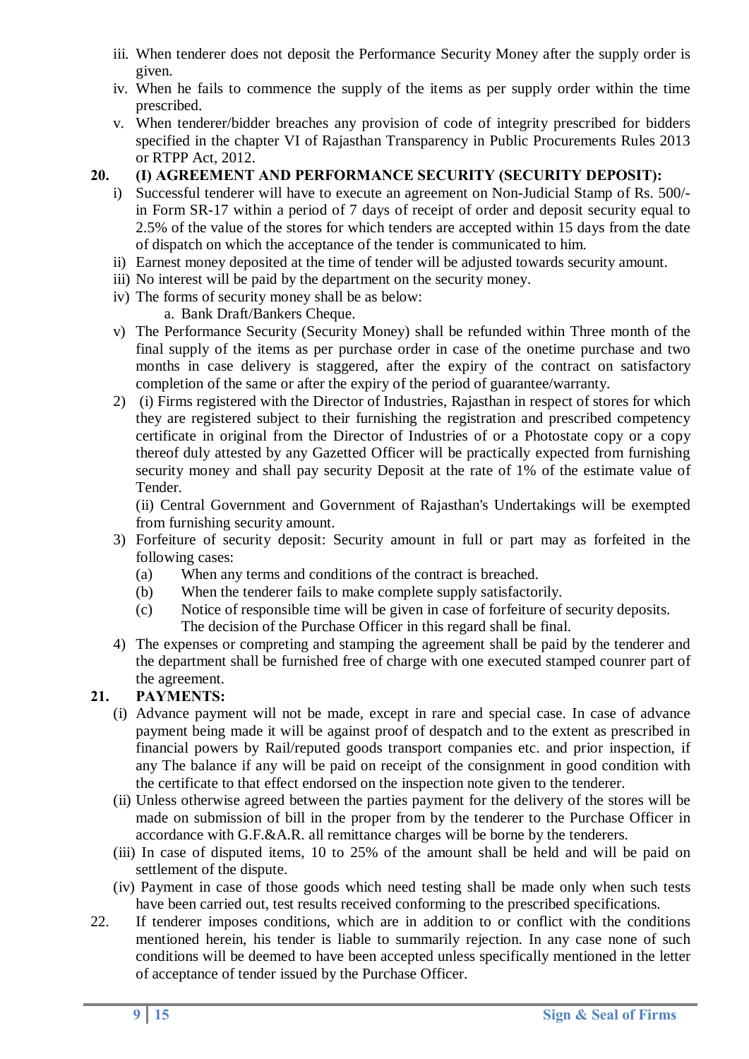iii. When tenderer does not deposit the Performance Security Money after the supply order is given.

iv. When he fails to commence the supply of the items as per supply order within the time prescribed.

v. When tenderer/bidder breaches any provision of code of integrity prescribed for bidders specified in the chapter VI of Rajasthan Transparency in Public Procurements Rules 2013 or RTPP Act, 2012.

**20. (I) AGREEMENT AND PERFORMANCE SECURITY (SECURITY DEPOSIT):**

i) Successful tenderer will have to execute an agreement on Non-Judicial Stamp of Rs. 500/- in Form SR-17 within a period of 7 days of receipt of order and deposit security equal to 2.5% of the value of the stores for which tenders are accepted within 15 days from the date of dispatch on which the acceptance of the tender is communicated to him.

ii) Earnest money deposited at the time of tender will be adjusted towards security amount.

iii) No interest will be paid by the department on the security money.

iv) The forms of security money shall be as below:

   a. Bank Draft/Bankers Cheque.

v) The Performance Security (Security Money) shall be refunded within Three month of the final supply of the items as per purchase order in case of the onetime purchase and two months in case delivery is staggered, after the expiry of the contract on satisfactory completion of the same or after the expiry of the period of guarantee/warranty.

2) (i) Firms registered with the Director of Industries, Rajasthan in respect of stores for which they are registered subject to their furnishing the registration and prescribed competency certificate in original from the Director of Industries of or a Photostate copy or a copy thereof duly attested by any Gazetted Officer will be practically expected from furnishing security money and shall pay security Deposit at the rate of 1% of the estimate value of Tender.

   (ii) Central Government and Government of Rajasthan's Undertakings will be exempted from furnishing security amount.

3) Forfeiture of security deposit: Security amount in full or part may as forfeited in the following cases:

   (a) When any terms and conditions of the contract is breached.

   (b) When the tenderer fails to make complete supply satisfactorily.

   (c) Notice of responsible time will be given in case of forfeiture of security deposits. The decision of the Purchase Officer in this regard shall be final.

4) The expenses or compreting and stamping the agreement shall be paid by the tenderer and the department shall be furnished free of charge with one executed stamped counrer part of the agreement.

**21. PAYMENTS:**

(i) Advance payment will not be made, except in rare and special case. In case of advance payment being made it will be against proof of despatch and to the extent as prescribed in financial powers by Rail/reputed goods transport companies etc. and prior inspection, if any The balance if any will be paid on receipt of the consignment in good condition with the certificate to that effect endorsed on the inspection note given to the tenderer.

(ii) Unless otherwise agreed between the parties payment for the delivery of the stores will be made on submission of bill in the proper from by the tenderer to the Purchase Officer in accordance with G.F.&A.R. all remittance charges will be borne by the tenderers.

(iii) In case of disputed items, 10 to 25% of the amount shall be held and will be paid on settlement of the dispute.

(iv) Payment in case of those goods which need testing shall be made only when such tests have been carried out, test results received conforming to the prescribed specifications.

22. If tenderer imposes conditions, which are in addition to or conflict with the conditions mentioned herein, his tender is liable to summarily rejection. In any case none of such conditions will be deemed to have been accepted unless specifically mentioned in the letter of acceptance of tender issued by the Purchase Officer.

Sign & Seal of Firms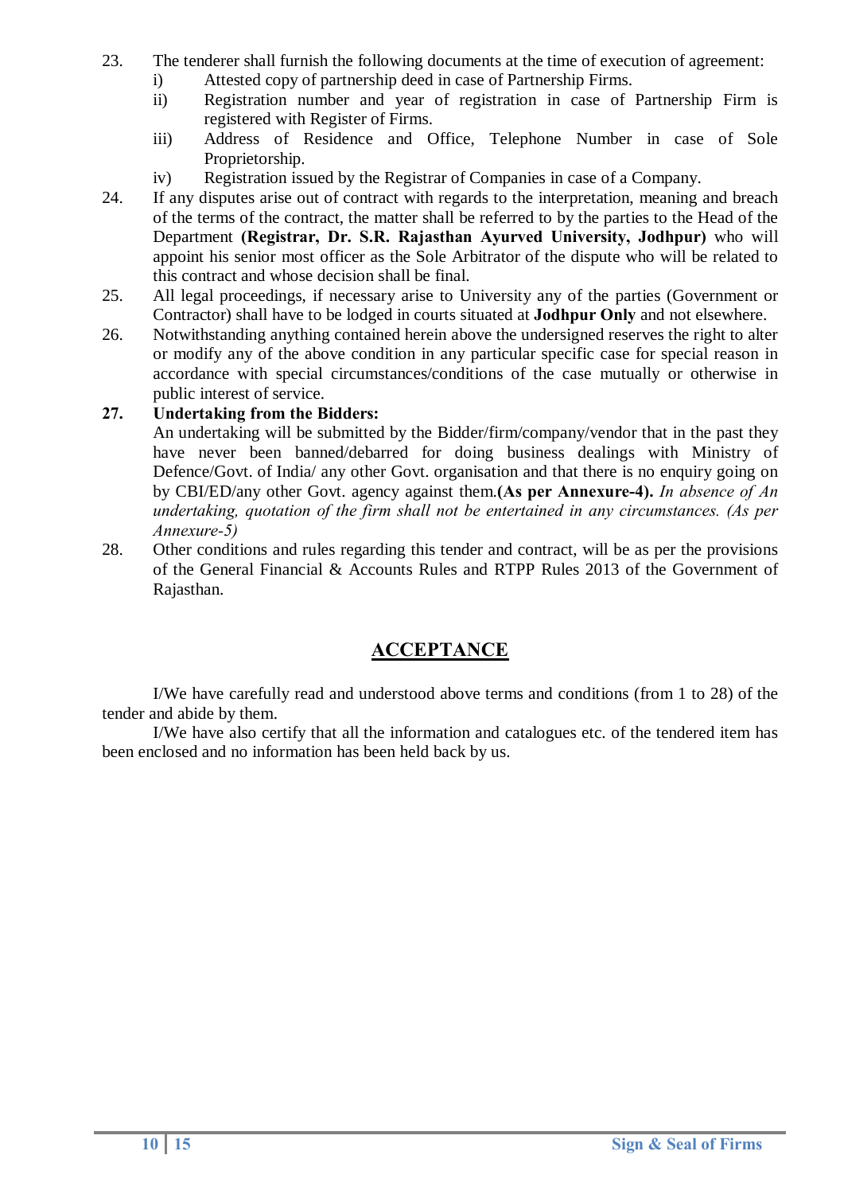23. The tenderer shall furnish the following documents at the time of execution of agreement:
    i) Attested copy of partnership deed in case of Partnership Firms.
    ii) Registration number and year of registration in case of Partnership Firm is registered with Register of Firms.
    iii) Address of Residence and Office, Telephone Number in case of Sole Proprietorship.
    iv) Registration issued by the Registrar of Companies in case of a Company.
24. If any disputes arise out of contract with regards to the interpretation, meaning and breach of the terms of the contract, the matter shall be referred to by the parties to the Head of the Department **(Registrar, Dr. S.R. Rajasthan Ayurved University, Jodhpur)** who will appoint his senior most officer as the Sole Arbitrator of the dispute who will be related to this contract and whose decision shall be final.
25. All legal proceedings, if necessary arise to University any of the parties (Government or Contractor) shall have to be lodged in courts situated at **Jodhpur Only** and not elsewhere.
26. Notwithstanding anything contained herein above the undersigned reserves the right to alter or modify any of the above condition in any particular specific case for special reason in accordance with special circumstances/conditions of the case mutually or otherwise in public interest of service.
27. **Undertaking from the Bidders:**
    An undertaking will be submitted by the Bidder/firm/company/vendor that in the past they have never been banned/debarred for doing business dealings with Ministry of Defence/Govt. of India/ any other Govt. organisation and that there is no enquiry going on by CBI/ED/any other Govt. agency against them.**(As per Annexure-4).** *In absence of An undertaking, quotation of the firm shall not be entertained in any circumstances. (As per Annexure-5)*
28. Other conditions and rules regarding this tender and contract, will be as per the provisions of the General Financial & Accounts Rules and RTPP Rules 2013 of the Government of Rajasthan.

## ACCEPTANCE

I/We have carefully read and understood above terms and conditions (from 1 to 28) of the tender and abide by them.

I/We have also certify that all the information and catalogues etc. of the tendered item has been enclosed and no information has been held back by us.

Sign & Seal of Firms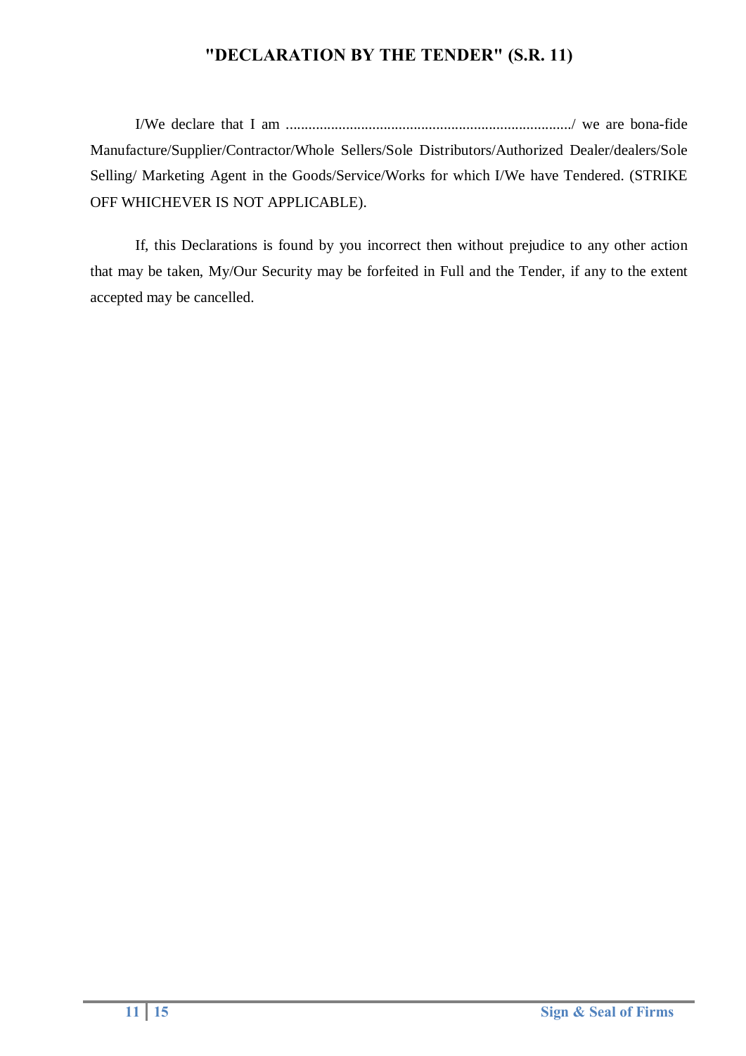# "DECLARATION BY THE TENDER" (S.R. 11)

I/We declare that I am ............................................................................/ we are bona-fide Manufacture/Supplier/Contractor/Whole Sellers/Sole Distributors/Authorized Dealer/dealers/Sole Selling/ Marketing Agent in the Goods/Service/Works for which I/We have Tendered. (STRIKE OFF WHICHEVER IS NOT APPLICABLE).

If, this Declarations is found by you incorrect then without prejudice to any other action that may be taken, My/Our Security may be forfeited in Full and the Tender, if any to the extent accepted may be cancelled.

**Sign & Seal of Firms**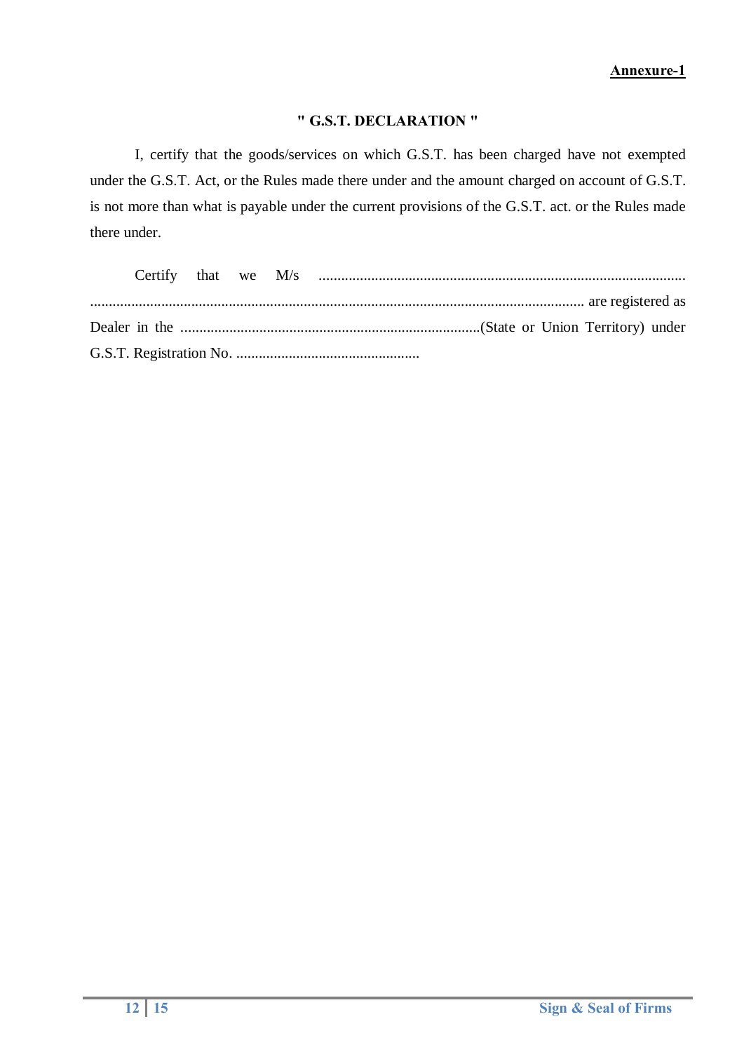**Annexure-1**

**" G.S.T. DECLARATION "**

I, certify that the goods/services on which G.S.T. has been charged have not exempted under the G.S.T. Act, or the Rules made there under and the amount charged on account of G.S.T. is not more than what is payable under the current provisions of the G.S.T. act. or the Rules made there under.

Certify that we M/s .................................................................................................. .................................................................................................................................... are registered as Dealer in the ................................................................................(State or Union Territory) under G.S.T. Registration No. .................................................

Sign & Seal of Firms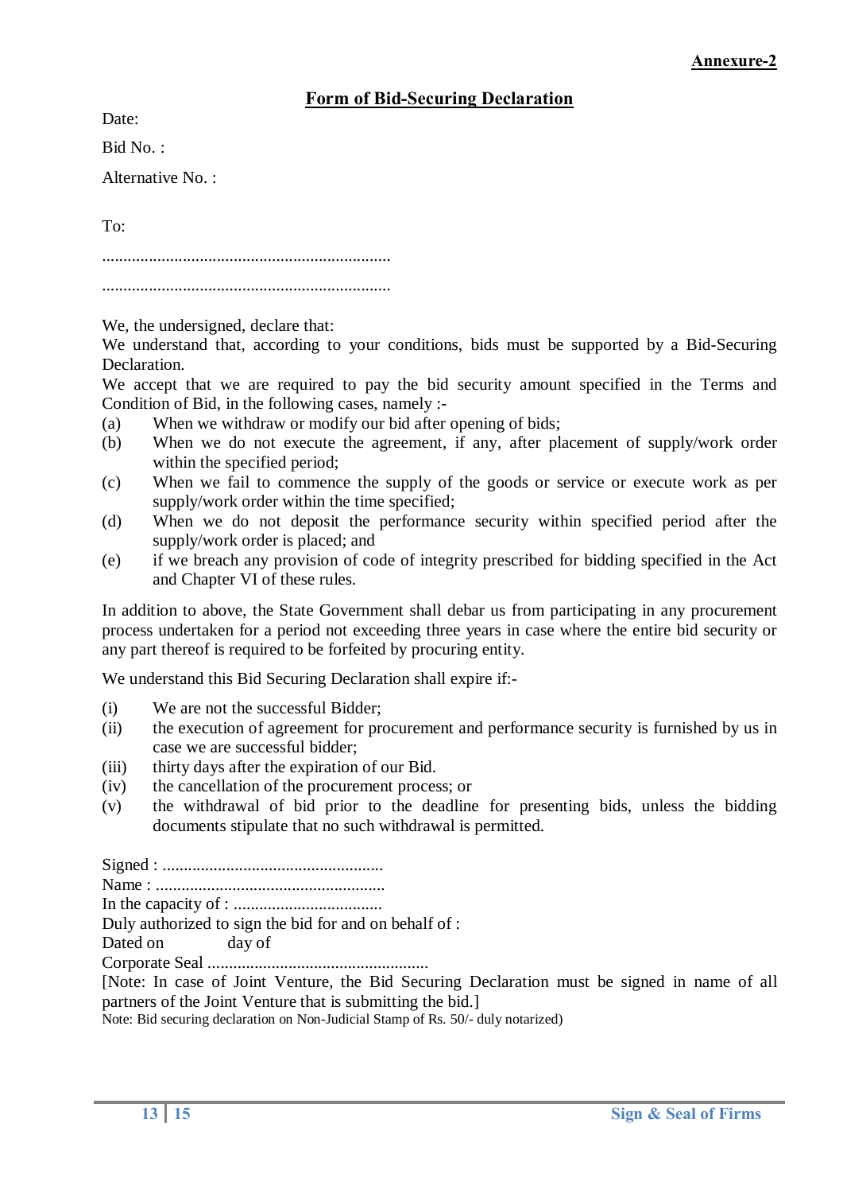**Annexure-2**

## Form of Bid-Securing Declaration

Date:

Bid No. :

Alternative No. :

To:

....................................................................

....................................................................

We, the undersigned, declare that:
We understand that, according to your conditions, bids must be supported by a Bid-Securing Declaration.
We accept that we are required to pay the bid security amount specified in the Terms and Condition of Bid, in the following cases, namely :-

(a) When we withdraw or modify our bid after opening of bids;
(b) When we do not execute the agreement, if any, after placement of supply/work order within the specified period;
(c) When we fail to commence the supply of the goods or service or execute work as per supply/work order within the time specified;
(d) When we do not deposit the performance security within specified period after the supply/work order is placed; and
(e) if we breach any provision of code of integrity prescribed for bidding specified in the Act and Chapter VI of these rules.

In addition to above, the State Government shall debar us from participating in any procurement process undertaken for a period not exceeding three years in case where the entire bid security or any part thereof is required to be forfeited by procuring entity.

We understand this Bid Securing Declaration shall expire if:-

(i) We are not the successful Bidder;
(ii) the execution of agreement for procurement and performance security is furnished by us in case we are successful bidder;
(iii) thirty days after the expiration of our Bid.
(iv) the cancellation of the procurement process; or
(v) the withdrawal of bid prior to the deadline for presenting bids, unless the bidding documents stipulate that no such withdrawal is permitted.

Signed : ....................................................
Name : ......................................................
In the capacity of : ..................................
Duly authorized to sign the bid for and on behalf of :
Dated on day of
Corporate Seal ....................................................
[Note: In case of Joint Venture, the Bid Securing Declaration must be signed in name of all partners of the Joint Venture that is submitting the bid.]
Note: Bid securing declaration on Non-Judicial Stamp of Rs. 50/- duly notarized)

Sign & Seal of Firms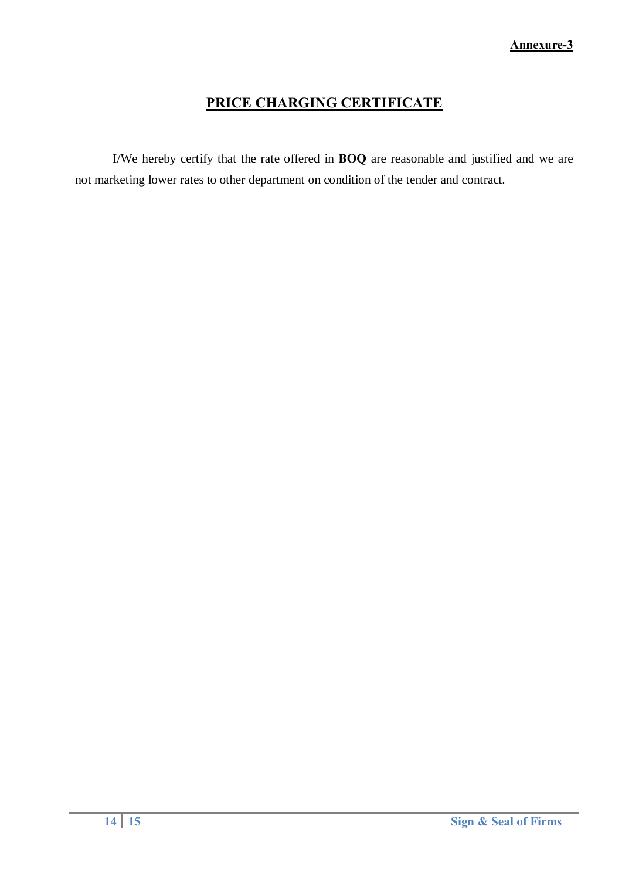**Annexure-3**

# PRICE CHARGING CERTIFICATE

I/We hereby certify that the rate offered in **BOQ** are reasonable and justified and we are not marketing lower rates to other department on condition of the tender and contract.

**Sign & Seal of Firms**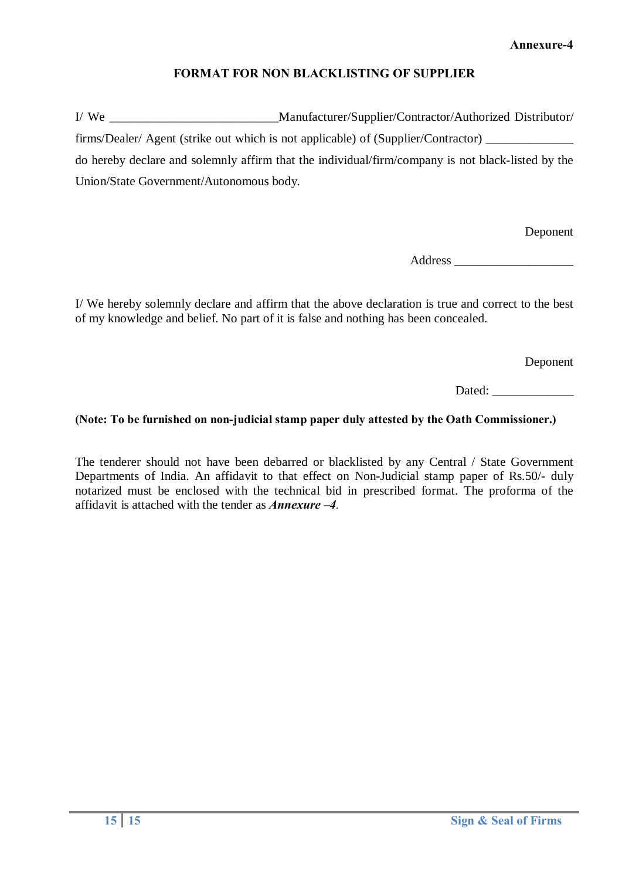**Annexure-4**

## FORMAT FOR NON BLACKLISTING OF SUPPLIER

I/ We ___________________________Manufacturer/Supplier/Contractor/Authorized Distributor/ firms/Dealer/ Agent (strike out which is not applicable) of (Supplier/Contractor) ______________ do hereby declare and solemnly affirm that the individual/firm/company is not black-listed by the Union/State Government/Autonomous body.

Deponent

Address ___________________

I/ We hereby solemnly declare and affirm that the above declaration is true and correct to the best of my knowledge and belief. No part of it is false and nothing has been concealed.

Deponent

Dated: _____________

**(Note: To be furnished on non-judicial stamp paper duly attested by the Oath Commissioner.)**

The tenderer should not have been debarred or blacklisted by any Central / State Government Departments of India. An affidavit to that effect on Non-Judicial stamp paper of Rs.50/- duly notarized must be enclosed with the technical bid in prescribed format. The proforma of the affidavit is attached with the tender as ***Annexure –4***.

Sign & Seal of Firms